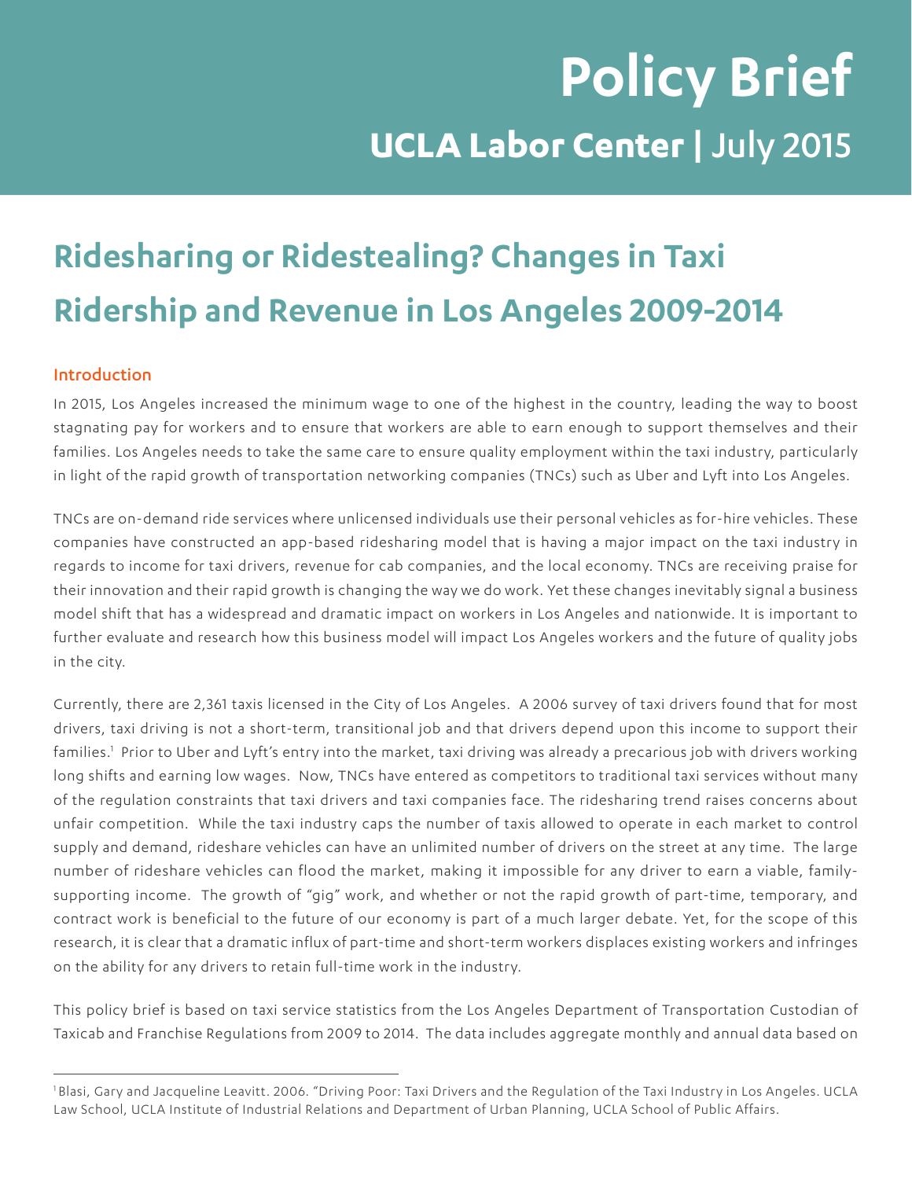# Policy Brief

## UCLA Labor Center | July 2015

# Ridesharing or Ridestealing? Changes in Taxi Ridership and Revenue in Los Angeles 2009-2014

### Introduction

In 2015, Los Angeles increased the minimum wage to one of the highest in the country, leading the way to boost stagnating pay for workers and to ensure that workers are able to earn enough to support themselves and their families. Los Angeles needs to take the same care to ensure quality employment within the taxi industry, particularly in light of the rapid growth of transportation networking companies (TNCs) such as Uber and Lyft into Los Angeles.

TNCs are on-demand ride services where unlicensed individuals use their personal vehicles as for-hire vehicles. These companies have constructed an app-based ridesharing model that is having a major impact on the taxi industry in regards to income for taxi drivers, revenue for cab companies, and the local economy. TNCs are receiving praise for their innovation and their rapid growth is changing the way we do work. Yet these changes inevitably signal a business model shift that has a widespread and dramatic impact on workers in Los Angeles and nationwide. It is important to further evaluate and research how this business model will impact Los Angeles workers and the future of quality jobs in the city.

Currently, there are 2,361 taxis licensed in the City of Los Angeles. A 2006 survey of taxi drivers found that for most drivers, taxi driving is not a short-term, transitional job and that drivers depend upon this income to support their families.[1] Prior to Uber and Lyft's entry into the market, taxi driving was already a precarious job with drivers working long shifts and earning low wages. Now, TNCs have entered as competitors to traditional taxi services without many of the regulation constraints that taxi drivers and taxi companies face. The ridesharing trend raises concerns about unfair competition. While the taxi industry caps the number of taxis allowed to operate in each market to control supply and demand, rideshare vehicles can have an unlimited number of drivers on the street at any time. The large number of rideshare vehicles can flood the market, making it impossible for any driver to earn a viable, family-supporting income. The growth of "gig" work, and whether or not the rapid growth of part-time, temporary, and contract work is beneficial to the future of our economy is part of a much larger debate. Yet, for the scope of this research, it is clear that a dramatic influx of part-time and short-term workers displaces existing workers and infringes on the ability for any drivers to retain full-time work in the industry.

This policy brief is based on taxi service statistics from the Los Angeles Department of Transportation Custodian of Taxicab and Franchise Regulations from 2009 to 2014. The data includes aggregate monthly and annual data based on

---

[1] Blasi, Gary and Jacqueline Leavitt. 2006. "Driving Poor: Taxi Drivers and the Regulation of the Taxi Industry in Los Angeles. UCLA Law School, UCLA Institute of Industrial Relations and Department of Urban Planning, UCLA School of Public Affairs.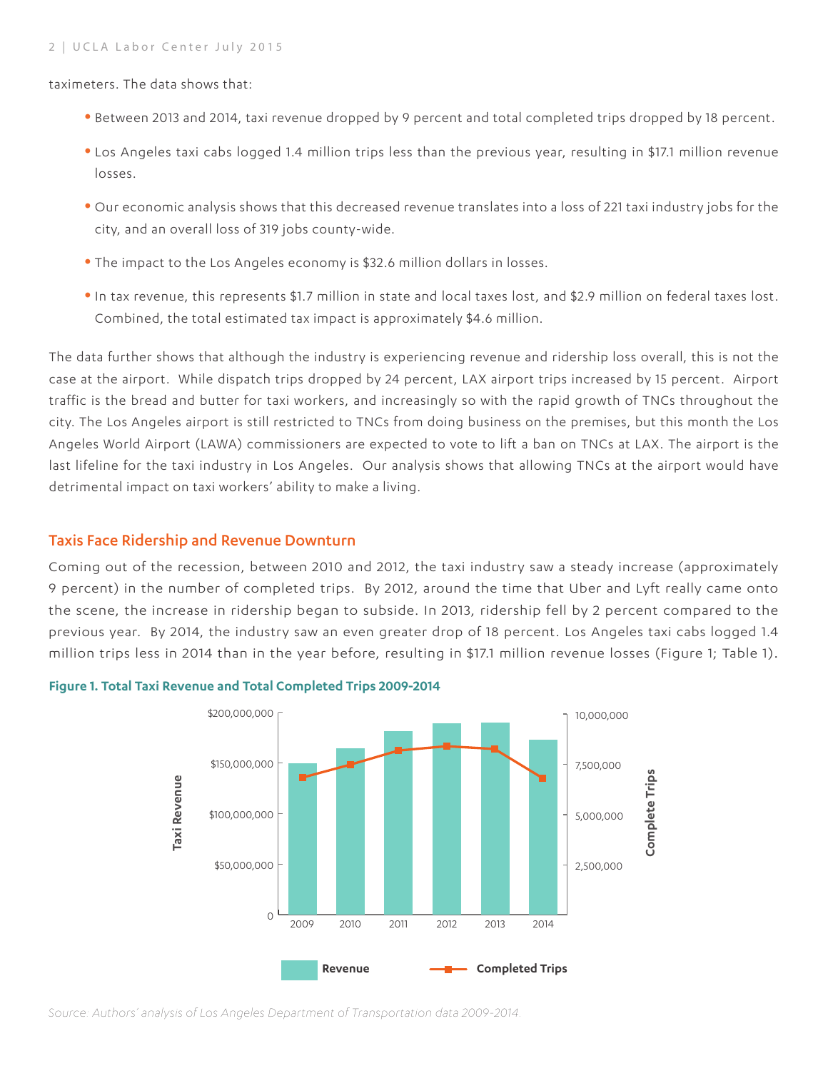taximeters. The data shows that:

- Between 2013 and 2014, taxi revenue dropped by 9 percent and total completed trips dropped by 18 percent.
- Los Angeles taxi cabs logged 1.4 million trips less than the previous year, resulting in $17.1 million revenue losses.
- Our economic analysis shows that this decreased revenue translates into a loss of 221 taxi industry jobs for the city, and an overall loss of 319 jobs county-wide.
- The impact to the Los Angeles economy is $32.6 million dollars in losses.
- In tax revenue, this represents $1.7 million in state and local taxes lost, and $2.9 million on federal taxes lost. Combined, the total estimated tax impact is approximately $4.6 million.

The data further shows that although the industry is experiencing revenue and ridership loss overall, this is not the case at the airport. While dispatch trips dropped by 24 percent, LAX airport trips increased by 15 percent. Airport traffic is the bread and butter for taxi workers, and increasingly so with the rapid growth of TNCs throughout the city. The Los Angeles airport is still restricted to TNCs from doing business on the premises, but this month the Los Angeles World Airport (LAWA) commissioners are expected to vote to lift a ban on TNCs at LAX. The airport is the last lifeline for the taxi industry in Los Angeles. Our analysis shows that allowing TNCs at the airport would have detrimental impact on taxi workers' ability to make a living.

## Taxis Face Ridership and Revenue Downturn

Coming out of the recession, between 2010 and 2012, the taxi industry saw a steady increase (approximately 9 percent) in the number of completed trips. By 2012, around the time that Uber and Lyft really came onto the scene, the increase in ridership began to subside. In 2013, ridership fell by 2 percent compared to the previous year. By 2014, the industry saw an even greater drop of 18 percent. Los Angeles taxi cabs logged 1.4 million trips less in 2014 than in the year before, resulting in $17.1 million revenue losses (Figure 1; Table 1).

**Figure 1. Total Taxi Revenue and Total Completed Trips 2009-2014**

*Source: Authors' analysis of Los Angeles Department of Transportation data 2009-2014.*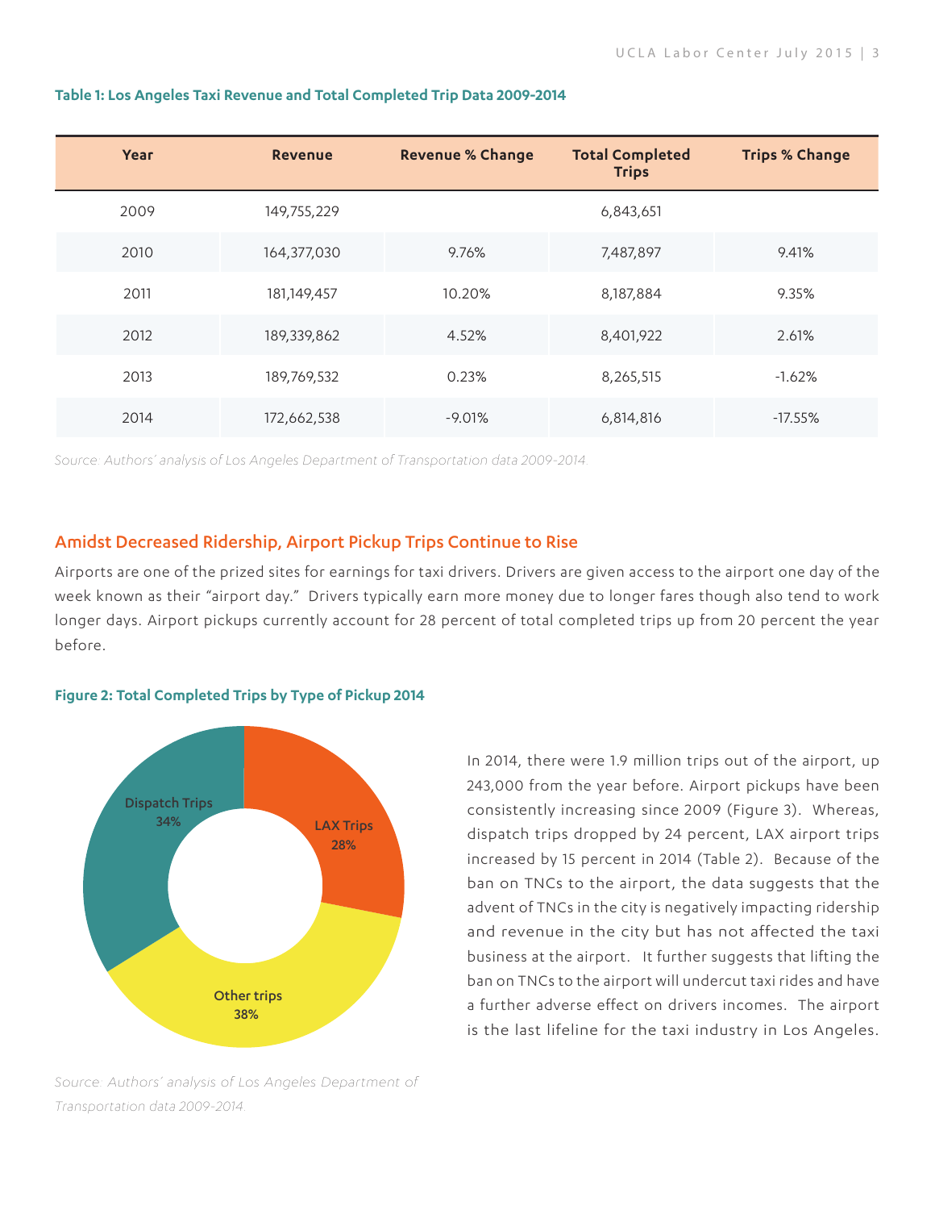**Table 1: Los Angeles Taxi Revenue and Total Completed Trip Data 2009-2014**

| Year | Revenue | Revenue % Change | Total Completed Trips | Trips % Change |
|---|---|---|---|---|
| 2009 | 149,755,229 | | 6,843,651 | |
| 2010 | 164,377,030 | 9.76% | 7,487,897 | 9.41% |
| 2011 | 181,149,457 | 10.20% | 8,187,884 | 9.35% |
| 2012 | 189,339,862 | 4.52% | 8,401,922 | 2.61% |
| 2013 | 189,769,532 | 0.23% | 8,265,515 | -1.62% |
| 2014 | 172,662,538 | -9.01% | 6,814,816 | -17.55% |

*Source: Authors' analysis of Los Angeles Department of Transportation data 2009-2014.*

## Amidst Decreased Ridership, Airport Pickup Trips Continue to Rise

Airports are one of the prized sites for earnings for taxi drivers. Drivers are given access to the airport one day of the week known as their "airport day." Drivers typically earn more money due to longer fares though also tend to work longer days. Airport pickups currently account for 28 percent of total completed trips up from 20 percent the year before.

**Figure 2: Total Completed Trips by Type of Pickup 2014**

| Type of Pickup | Share |
|---|---|
| Dispatch Trips | 34% |
| LAX Trips | 28% |
| Other trips | 38% |

*Source: Authors' analysis of Los Angeles Department of Transportation data 2009-2014.*

In 2014, there were 1.9 million trips out of the airport, up 243,000 from the year before. Airport pickups have been consistently increasing since 2009 (Figure 3). Whereas, dispatch trips dropped by 24 percent, LAX airport trips increased by 15 percent in 2014 (Table 2). Because of the ban on TNCs to the airport, the data suggests that the advent of TNCs in the city is negatively impacting ridership and revenue in the city but has not affected the taxi business at the airport. It further suggests that lifting the ban on TNCs to the airport will undercut taxi rides and have a further adverse effect on drivers incomes. The airport is the last lifeline for the taxi industry in Los Angeles.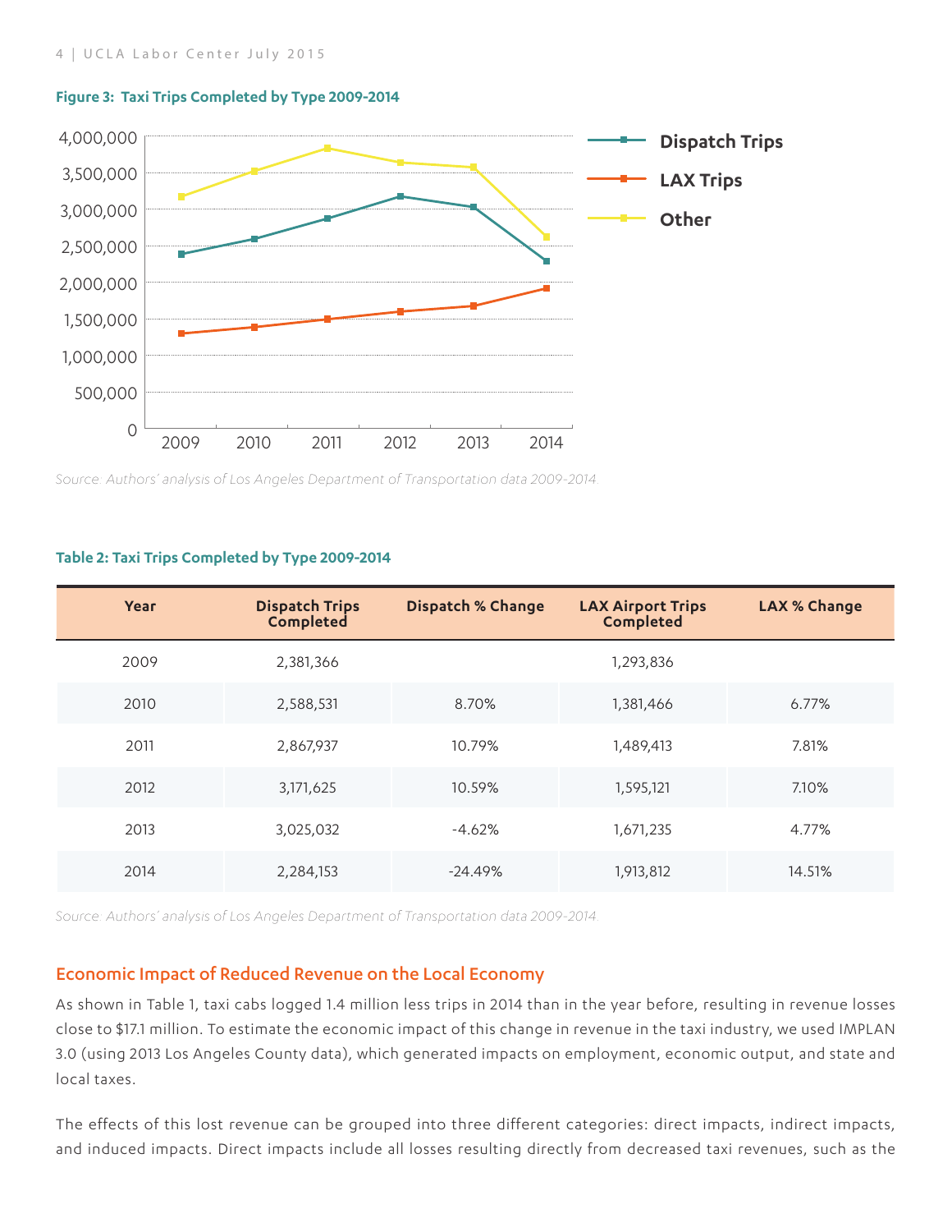**Figure 3: Taxi Trips Completed by Type 2009-2014**

*Source: Authors' analysis of Los Angeles Department of Transportation data 2009-2014.*

**Table 2: Taxi Trips Completed by Type 2009-2014**

| Year | Dispatch Trips Completed | Dispatch % Change | LAX Airport Trips Completed | LAX % Change |
|---|---|---|---|---|
| 2009 | 2,381,366 | | 1,293,836 | |
| 2010 | 2,588,531 | 8.70% | 1,381,466 | 6.77% |
| 2011 | 2,867,937 | 10.79% | 1,489,413 | 7.81% |
| 2012 | 3,171,625 | 10.59% | 1,595,121 | 7.10% |
| 2013 | 3,025,032 | -4.62% | 1,671,235 | 4.77% |
| 2014 | 2,284,153 | -24.49% | 1,913,812 | 14.51% |

*Source: Authors' analysis of Los Angeles Department of Transportation data 2009-2014.*

## Economic Impact of Reduced Revenue on the Local Economy

As shown in Table 1, taxi cabs logged 1.4 million less trips in 2014 than in the year before, resulting in revenue losses close to $17.1 million. To estimate the economic impact of this change in revenue in the taxi industry, we used IMPLAN 3.0 (using 2013 Los Angeles County data), which generated impacts on employment, economic output, and state and local taxes.

The effects of this lost revenue can be grouped into three different categories: direct impacts, indirect impacts, and induced impacts. Direct impacts include all losses resulting directly from decreased taxi revenues, such as the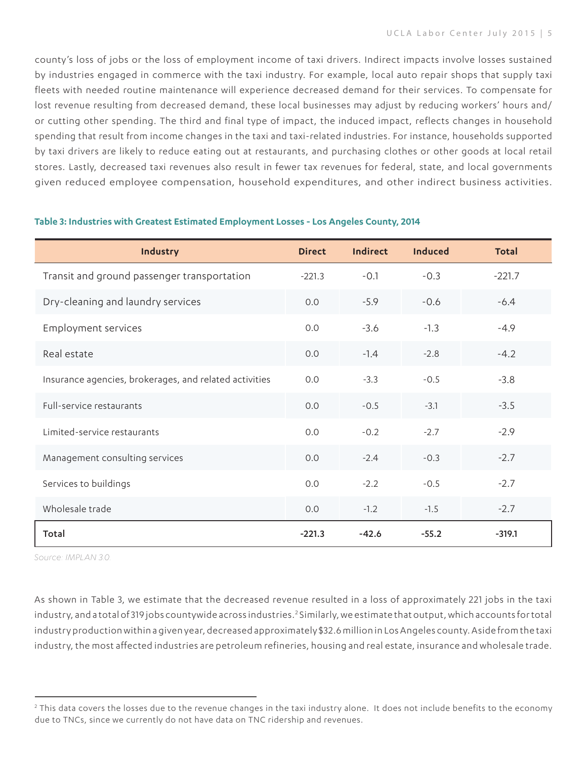county's loss of jobs or the loss of employment income of taxi drivers. Indirect impacts involve losses sustained by industries engaged in commerce with the taxi industry. For example, local auto repair shops that supply taxi fleets with needed routine maintenance will experience decreased demand for their services. To compensate for lost revenue resulting from decreased demand, these local businesses may adjust by reducing workers' hours and/or cutting other spending. The third and final type of impact, the induced impact, reflects changes in household spending that result from income changes in the taxi and taxi-related industries. For instance, households supported by taxi drivers are likely to reduce eating out at restaurants, and purchasing clothes or other goods at local retail stores. Lastly, decreased taxi revenues also result in fewer tax revenues for federal, state, and local governments given reduced employee compensation, household expenditures, and other indirect business activities.

**Table 3: Industries with Greatest Estimated Employment Losses - Los Angeles County, 2014**

| Industry | Direct | Indirect | Induced | Total |
|---|---|---|---|---|
| Transit and ground passenger transportation | -221.3 | -0.1 | -0.3 | -221.7 |
| Dry-cleaning and laundry services | 0.0 | -5.9 | -0.6 | -6.4 |
| Employment services | 0.0 | -3.6 | -1.3 | -4.9 |
| Real estate | 0.0 | -1.4 | -2.8 | -4.2 |
| Insurance agencies, brokerages, and related activities | 0.0 | -3.3 | -0.5 | -3.8 |
| Full-service restaurants | 0.0 | -0.5 | -3.1 | -3.5 |
| Limited-service restaurants | 0.0 | -0.2 | -2.7 | -2.9 |
| Management consulting services | 0.0 | -2.4 | -0.3 | -2.7 |
| Services to buildings | 0.0 | -2.2 | -0.5 | -2.7 |
| Wholesale trade | 0.0 | -1.2 | -1.5 | -2.7 |
| **Total** | **-221.3** | **-42.6** | **-55.2** | **-319.1** |

*Source: IMPLAN 3.0*

As shown in Table 3, we estimate that the decreased revenue resulted in a loss of approximately 221 jobs in the taxi industry, and a total of 319 jobs countywide across industries.[2] Similarly, we estimate that output, which accounts for total industry production within a given year, decreased approximately $32.6 million in Los Angeles county. Aside from the taxi industry, the most affected industries are petroleum refineries, housing and real estate, insurance and wholesale trade.

[2] This data covers the losses due to the revenue changes in the taxi industry alone. It does not include benefits to the economy due to TNCs, since we currently do not have data on TNC ridership and revenues.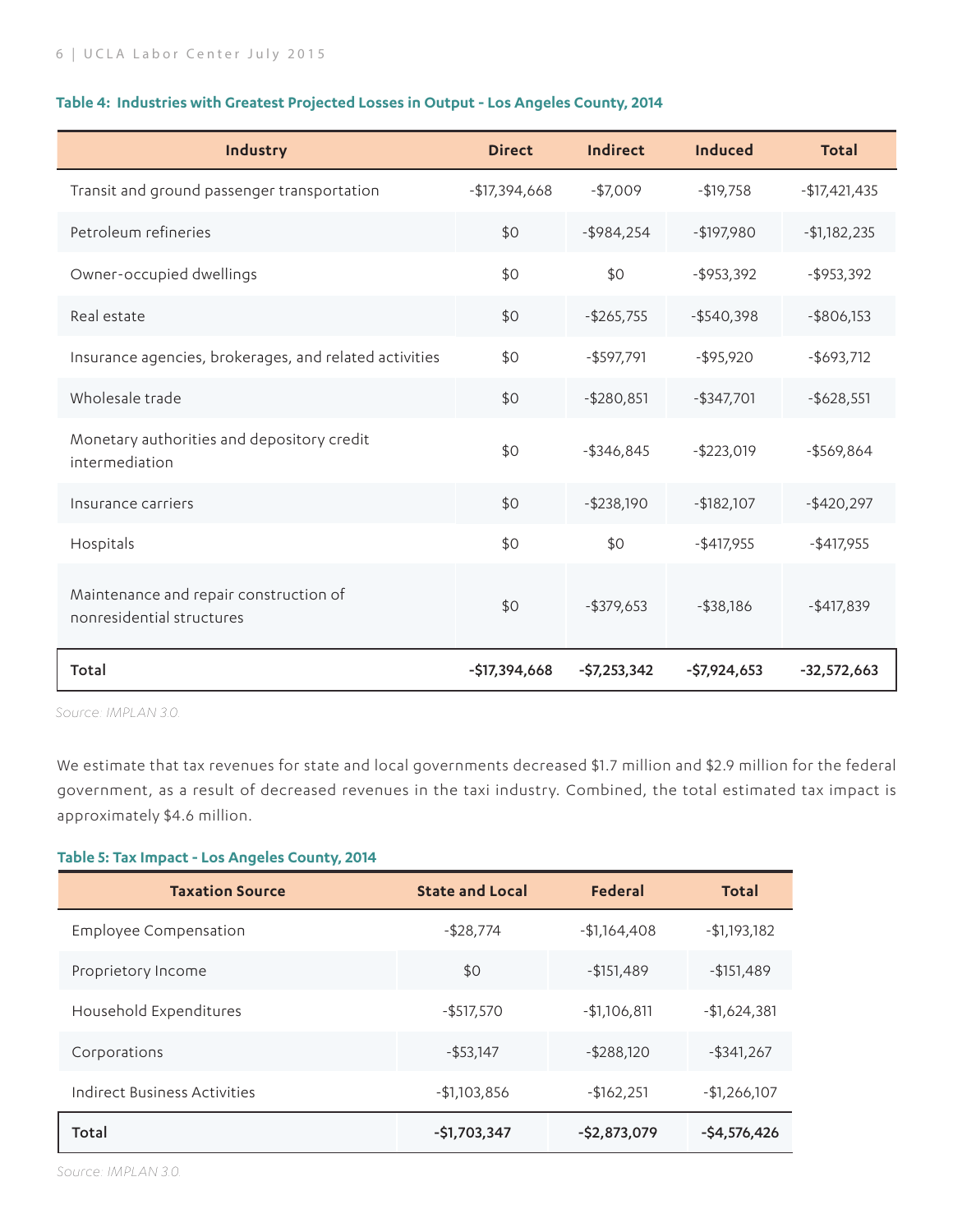**Table 4: Industries with Greatest Projected Losses in Output - Los Angeles County, 2014**

| Industry | Direct | Indirect | Induced | Total |
|---|---|---|---|---|
| Transit and ground passenger transportation | -$17,394,668 | -$7,009 | -$19,758 | -$17,421,435 |
| Petroleum refineries | $0 | -$984,254 | -$197,980 | -$1,182,235 |
| Owner-occupied dwellings | $0 | $0 | -$953,392 | -$953,392 |
| Real estate | $0 | -$265,755 | -$540,398 | -$806,153 |
| Insurance agencies, brokerages, and related activities | $0 | -$597,791 | -$95,920 | -$693,712 |
| Wholesale trade | $0 | -$280,851 | -$347,701 | -$628,551 |
| Monetary authorities and depository credit intermediation | $0 | -$346,845 | -$223,019 | -$569,864 |
| Insurance carriers | $0 | -$238,190 | -$182,107 | -$420,297 |
| Hospitals | $0 | $0 | -$417,955 | -$417,955 |
| Maintenance and repair construction of nonresidential structures | $0 | -$379,653 | -$38,186 | -$417,839 |
| **Total** | **-$17,394,668** | **-$7,253,342** | **-$7,924,653** | **-32,572,663** |

*Source: IMPLAN 3.0*

We estimate that tax revenues for state and local governments decreased $1.7 million and $2.9 million for the federal government, as a result of decreased revenues in the taxi industry. Combined, the total estimated tax impact is approximately $4.6 million.

**Table 5: Tax Impact - Los Angeles County, 2014**

| Taxation Source | State and Local | Federal | Total |
|---|---|---|---|
| Employee Compensation | -$28,774 | -$1,164,408 | -$1,193,182 |
| Proprietory Income | $0 | -$151,489 | -$151,489 |
| Household Expenditures | -$517,570 | -$1,106,811 | -$1,624,381 |
| Corporations | -$53,147 | -$288,120 | -$341,267 |
| Indirect Business Activities | -$1,103,856 | -$162,251 | -$1,266,107 |
| **Total** | **-$1,703,347** | **-$2,873,079** | **-$4,576,426** |

*Source: IMPLAN 3.0*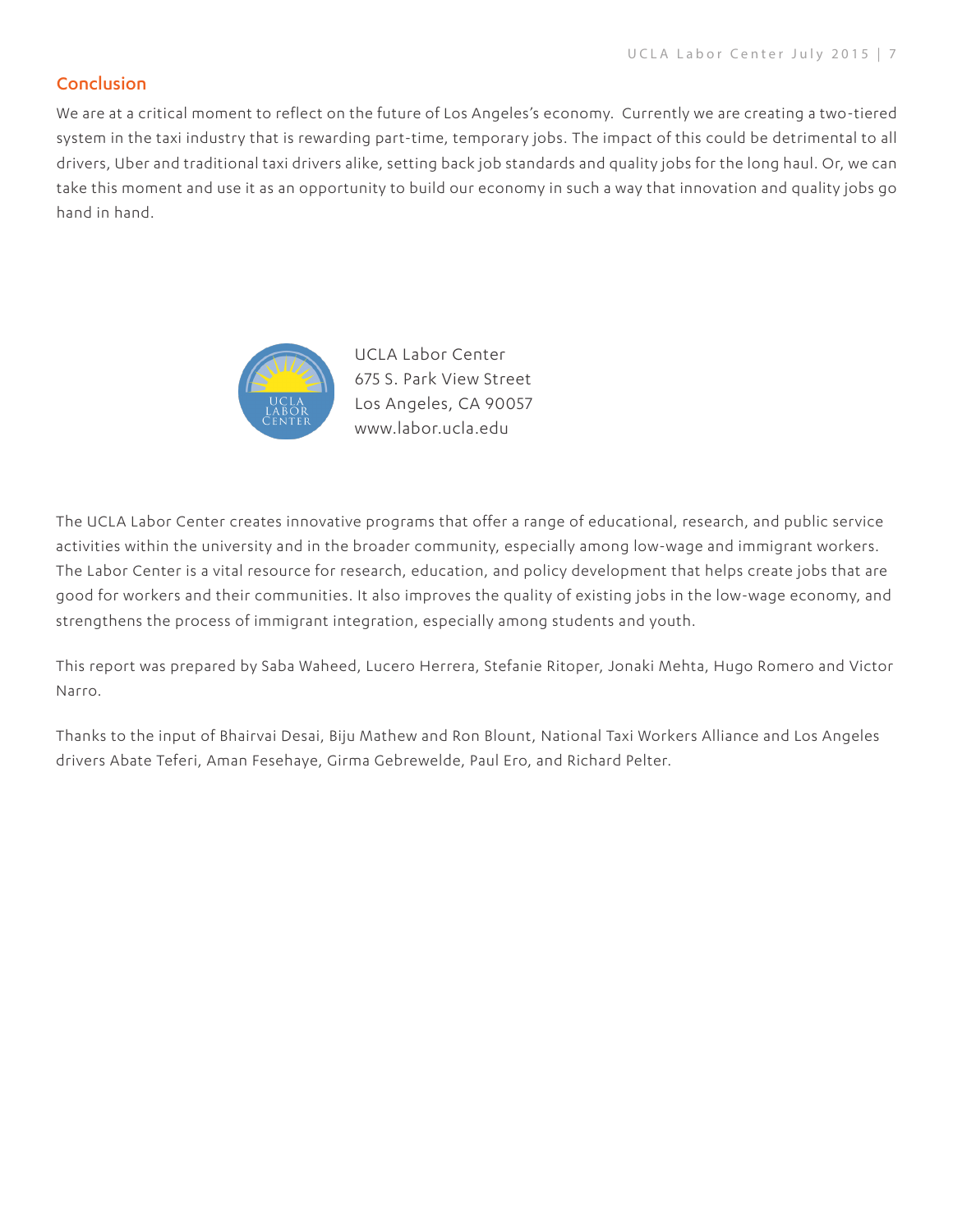## Conclusion

We are at a critical moment to reflect on the future of Los Angeles's economy. Currently we are creating a two-tiered system in the taxi industry that is rewarding part-time, temporary jobs. The impact of this could be detrimental to all drivers, Uber and traditional taxi drivers alike, setting back job standards and quality jobs for the long haul. Or, we can take this moment and use it as an opportunity to build our economy in such a way that innovation and quality jobs go hand in hand.

UCLA Labor Center
675 S. Park View Street
Los Angeles, CA 90057
www.labor.ucla.edu

The UCLA Labor Center creates innovative programs that offer a range of educational, research, and public service activities within the university and in the broader community, especially among low-wage and immigrant workers. The Labor Center is a vital resource for research, education, and policy development that helps create jobs that are good for workers and their communities. It also improves the quality of existing jobs in the low-wage economy, and strengthens the process of immigrant integration, especially among students and youth.

This report was prepared by Saba Waheed, Lucero Herrera, Stefanie Ritoper, Jonaki Mehta, Hugo Romero and Victor Narro.

Thanks to the input of Bhairvai Desai, Biju Mathew and Ron Blount, National Taxi Workers Alliance and Los Angeles drivers Abate Teferi, Aman Fesehaye, Girma Gebrewelde, Paul Ero, and Richard Pelter.